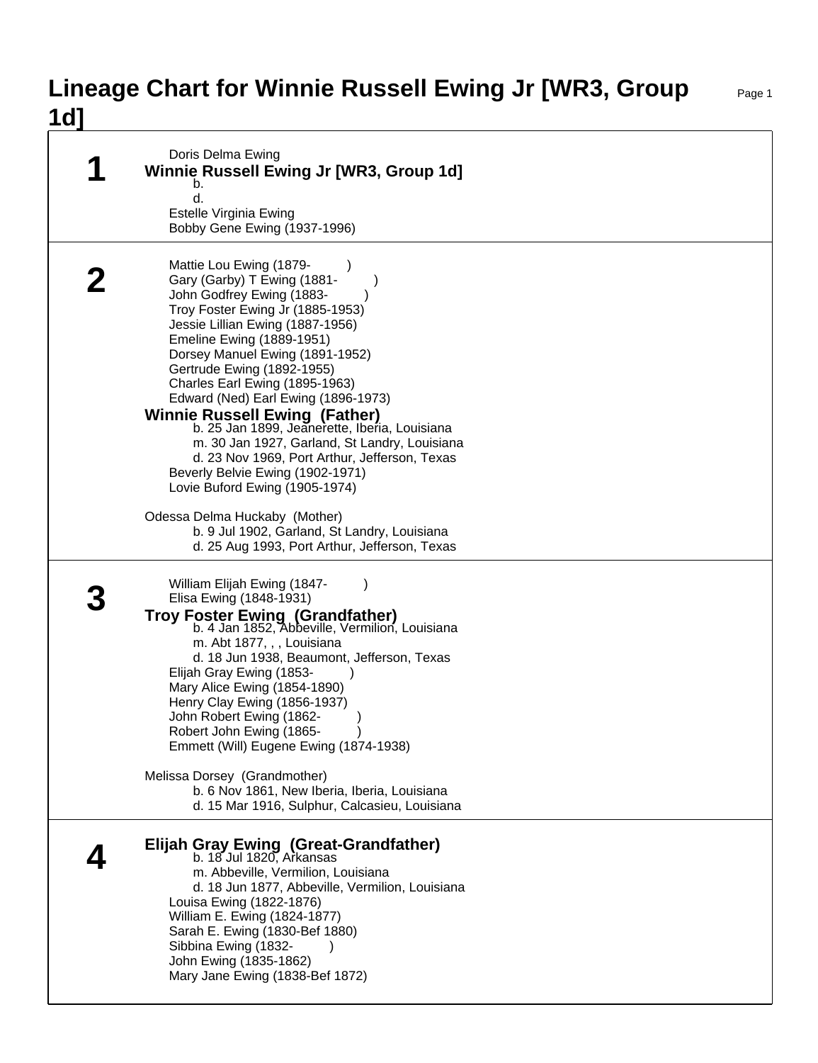# Lineage Chart for Winnie Russell Ewing Jr [WR3, Group 1d]

## 1

Doris Delma Ewing

**Winnie Russell Ewing Jr [WR3, Group 1d]**

b.

d.

Estelle Virginia Ewing

Bobby Gene Ewing (1937-1996)

## 2

Mattie Lou Ewing (1879- )

Gary (Garby) T Ewing (1881- )

John Godfrey Ewing (1883- )

Troy Foster Ewing Jr (1885-1953)

Jessie Lillian Ewing (1887-1956)

Emeline Ewing (1889-1951)

Dorsey Manuel Ewing (1891-1952)

Gertrude Ewing (1892-1955)

Charles Earl Ewing (1895-1963)

Edward (Ned) Earl Ewing (1896-1973)

**Winnie Russell Ewing (Father)**

b. 25 Jan 1899, Jeanerette, Iberia, Louisiana

m. 30 Jan 1927, Garland, St Landry, Louisiana

d. 23 Nov 1969, Port Arthur, Jefferson, Texas

Beverly Belvie Ewing (1902-1971)

Lovie Buford Ewing (1905-1974)

Odessa Delma Huckaby (Mother)

b. 9 Jul 1902, Garland, St Landry, Louisiana

d. 25 Aug 1993, Port Arthur, Jefferson, Texas

## 3

William Elijah Ewing (1847- )

Elisa Ewing (1848-1931)

**Troy Foster Ewing (Grandfather)**

b. 4 Jan 1852, Abbeville, Vermilion, Louisiana

m. Abt 1877, , , Louisiana

d. 18 Jun 1938, Beaumont, Jefferson, Texas

Elijah Gray Ewing (1853- )

Mary Alice Ewing (1854-1890)

Henry Clay Ewing (1856-1937)

John Robert Ewing (1862- )

Robert John Ewing (1865- )

Emmett (Will) Eugene Ewing (1874-1938)

Melissa Dorsey (Grandmother)

b. 6 Nov 1861, New Iberia, Iberia, Louisiana

d. 15 Mar 1916, Sulphur, Calcasieu, Louisiana

## 4

**Elijah Gray Ewing (Great-Grandfather)**

b. 18 Jul 1820, Arkansas

m. Abbeville, Vermilion, Louisiana

d. 18 Jun 1877, Abbeville, Vermilion, Louisiana

Louisa Ewing (1822-1876)

William E. Ewing (1824-1877)

Sarah E. Ewing (1830-Bef 1880)

Sibbina Ewing (1832- )

John Ewing (1835-1862)

Mary Jane Ewing (1838-Bef 1872)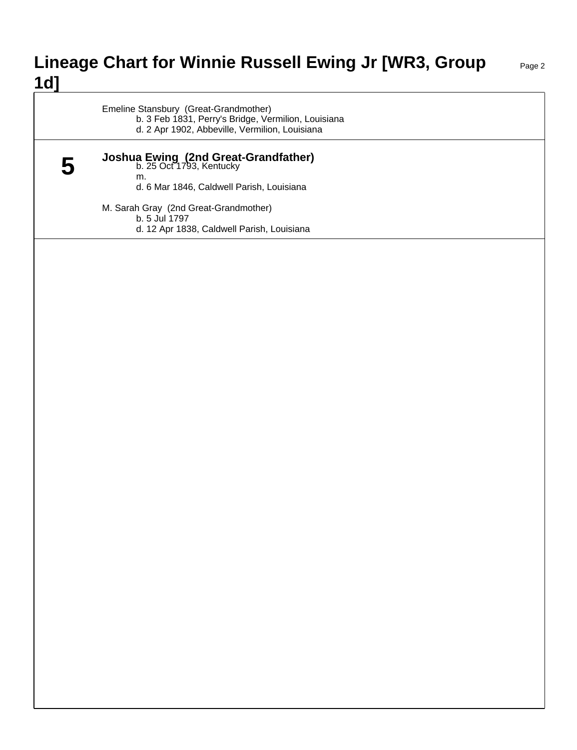# Lineage Chart for Winnie Russell Ewing Jr [WR3, Group 1d]

Emeline Stansbury (Great-Grandmother)
b. 3 Feb 1831, Perry's Bridge, Vermilion, Louisiana
d. 2 Apr 1902, Abbeville, Vermilion, Louisiana

**5**

**Joshua Ewing (2nd Great-Grandfather)**
b. 25 Oct 1793, Kentucky
m.
d. 6 Mar 1846, Caldwell Parish, Louisiana

M. Sarah Gray (2nd Great-Grandmother)
b. 5 Jul 1797
d. 12 Apr 1838, Caldwell Parish, Louisiana